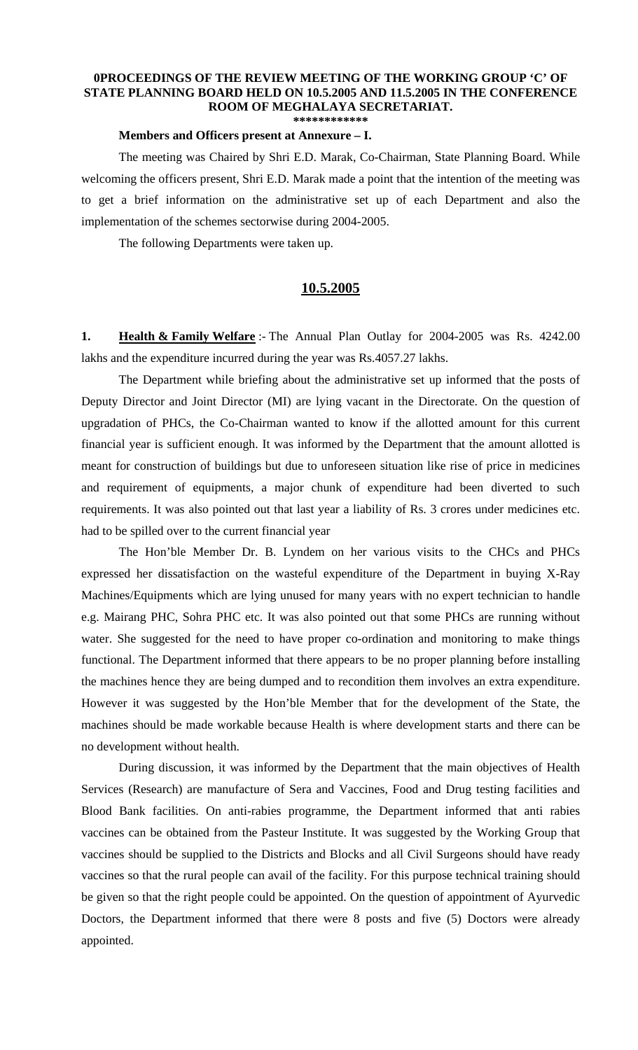**0PROCEEDINGS OF THE REVIEW MEETING OF THE WORKING GROUP 'C' OF STATE PLANNING BOARD HELD ON 10.5.2005 AND 11.5.2005 IN THE CONFERENCE ROOM OF MEGHALAYA SECRETARIAT.**

**\*\*\*\*\*\*\*\*\*\*\*\***

**Members and Officers present at Annexure – I.**

The meeting was Chaired by Shri E.D. Marak, Co-Chairman, State Planning Board. While welcoming the officers present, Shri E.D. Marak made a point that the intention of the meeting was to get a brief information on the administrative set up of each Department and also the implementation of the schemes sectorwise during 2004-2005.

The following Departments were taken up.

## 10.5.2005

**1. Health & Family Welfare** :- The Annual Plan Outlay for 2004-2005 was Rs. 4242.00 lakhs and the expenditure incurred during the year was Rs.4057.27 lakhs.

The Department while briefing about the administrative set up informed that the posts of Deputy Director and Joint Director (MI) are lying vacant in the Directorate. On the question of upgradation of PHCs, the Co-Chairman wanted to know if the allotted amount for this current financial year is sufficient enough. It was informed by the Department that the amount allotted is meant for construction of buildings but due to unforeseen situation like rise of price in medicines and requirement of equipments, a major chunk of expenditure had been diverted to such requirements. It was also pointed out that last year a liability of Rs. 3 crores under medicines etc. had to be spilled over to the current financial year

The Hon'ble Member Dr. B. Lyndem on her various visits to the CHCs and PHCs expressed her dissatisfaction on the wasteful expenditure of the Department in buying X-Ray Machines/Equipments which are lying unused for many years with no expert technician to handle e.g. Mairang PHC, Sohra PHC etc. It was also pointed out that some PHCs are running without water. She suggested for the need to have proper co-ordination and monitoring to make things functional. The Department informed that there appears to be no proper planning before installing the machines hence they are being dumped and to recondition them involves an extra expenditure. However it was suggested by the Hon'ble Member that for the development of the State, the machines should be made workable because Health is where development starts and there can be no development without health.

During discussion, it was informed by the Department that the main objectives of Health Services (Research) are manufacture of Sera and Vaccines, Food and Drug testing facilities and Blood Bank facilities. On anti-rabies programme, the Department informed that anti rabies vaccines can be obtained from the Pasteur Institute. It was suggested by the Working Group that vaccines should be supplied to the Districts and Blocks and all Civil Surgeons should have ready vaccines so that the rural people can avail of the facility. For this purpose technical training should be given so that the right people could be appointed. On the question of appointment of Ayurvedic Doctors, the Department informed that there were 8 posts and five (5) Doctors were already appointed.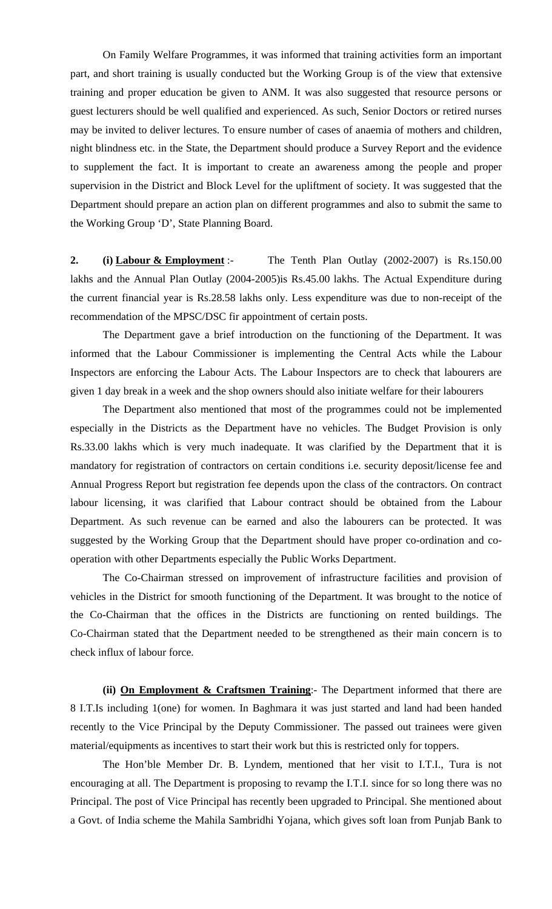On Family Welfare Programmes, it was informed that training activities form an important part, and short training is usually conducted but the Working Group is of the view that extensive training and proper education be given to ANM. It was also suggested that resource persons or guest lecturers should be well qualified and experienced. As such, Senior Doctors or retired nurses may be invited to deliver lectures. To ensure number of cases of anaemia of mothers and children, night blindness etc. in the State, the Department should produce a Survey Report and the evidence to supplement the fact. It is important to create an awareness among the people and proper supervision in the District and Block Level for the upliftment of society. It was suggested that the Department should prepare an action plan on different programmes and also to submit the same to the Working Group 'D', State Planning Board.

**2. (i) <u>Labour & Employment</u>** :- The Tenth Plan Outlay (2002-2007) is Rs.150.00 lakhs and the Annual Plan Outlay (2004-2005)is Rs.45.00 lakhs. The Actual Expenditure during the current financial year is Rs.28.58 lakhs only. Less expenditure was due to non-receipt of the recommendation of the MPSC/DSC fir appointment of certain posts.

The Department gave a brief introduction on the functioning of the Department. It was informed that the Labour Commissioner is implementing the Central Acts while the Labour Inspectors are enforcing the Labour Acts. The Labour Inspectors are to check that labourers are given 1 day break in a week and the shop owners should also initiate welfare for their labourers

The Department also mentioned that most of the programmes could not be implemented especially in the Districts as the Department have no vehicles. The Budget Provision is only Rs.33.00 lakhs which is very much inadequate. It was clarified by the Department that it is mandatory for registration of contractors on certain conditions i.e. security deposit/license fee and Annual Progress Report but registration fee depends upon the class of the contractors. On contract labour licensing, it was clarified that Labour contract should be obtained from the Labour Department. As such revenue can be earned and also the labourers can be protected. It was suggested by the Working Group that the Department should have proper co-ordination and co-operation with other Departments especially the Public Works Department.

The Co-Chairman stressed on improvement of infrastructure facilities and provision of vehicles in the District for smooth functioning of the Department. It was brought to the notice of the Co-Chairman that the offices in the Districts are functioning on rented buildings. The Co-Chairman stated that the Department needed to be strengthened as their main concern is to check influx of labour force.

**(ii) <u>On Employment & Craftsmen Training</u>**:- The Department informed that there are 8 I.T.Is including 1(one) for women. In Baghmara it was just started and land had been handed recently to the Vice Principal by the Deputy Commissioner. The passed out trainees were given material/equipments as incentives to start their work but this is restricted only for toppers.

The Hon'ble Member Dr. B. Lyndem, mentioned that her visit to I.T.I., Tura is not encouraging at all. The Department is proposing to revamp the I.T.I. since for so long there was no Principal. The post of Vice Principal has recently been upgraded to Principal. She mentioned about a Govt. of India scheme the Mahila Sambridhi Yojana, which gives soft loan from Punjab Bank to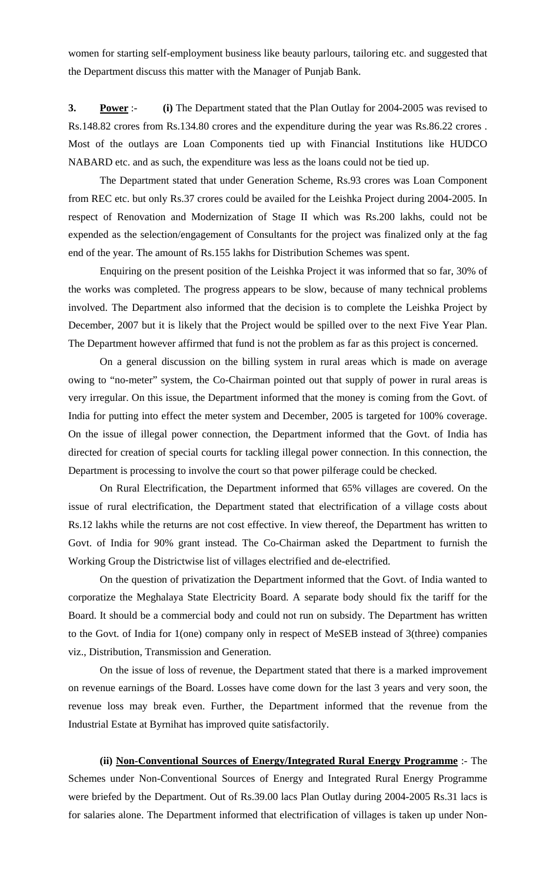women for starting self-employment business like beauty parlours, tailoring etc. and suggested that the Department discuss this matter with the Manager of Punjab Bank.

**3.** **Power** :- **(i)** The Department stated that the Plan Outlay for 2004-2005 was revised to Rs.148.82 crores from Rs.134.80 crores and the expenditure during the year was Rs.86.22 crores . Most of the outlays are Loan Components tied up with Financial Institutions like HUDCO NABARD etc. and as such, the expenditure was less as the loans could not be tied up.

The Department stated that under Generation Scheme, Rs.93 crores was Loan Component from REC etc. but only Rs.37 crores could be availed for the Leishka Project during 2004-2005. In respect of Renovation and Modernization of Stage II which was Rs.200 lakhs, could not be expended as the selection/engagement of Consultants for the project was finalized only at the fag end of the year. The amount of Rs.155 lakhs for Distribution Schemes was spent.

Enquiring on the present position of the Leishka Project it was informed that so far, 30% of the works was completed. The progress appears to be slow, because of many technical problems involved. The Department also informed that the decision is to complete the Leishka Project by December, 2007 but it is likely that the Project would be spilled over to the next Five Year Plan. The Department however affirmed that fund is not the problem as far as this project is concerned.

On a general discussion on the billing system in rural areas which is made on average owing to "no-meter" system, the Co-Chairman pointed out that supply of power in rural areas is very irregular. On this issue, the Department informed that the money is coming from the Govt. of India for putting into effect the meter system and December, 2005 is targeted for 100% coverage. On the issue of illegal power connection, the Department informed that the Govt. of India has directed for creation of special courts for tackling illegal power connection. In this connection, the Department is processing to involve the court so that power pilferage could be checked.

On Rural Electrification, the Department informed that 65% villages are covered. On the issue of rural electrification, the Department stated that electrification of a village costs about Rs.12 lakhs while the returns are not cost effective. In view thereof, the Department has written to Govt. of India for 90% grant instead. The Co-Chairman asked the Department to furnish the Working Group the Districtwise list of villages electrified and de-electrified.

On the question of privatization the Department informed that the Govt. of India wanted to corporatize the Meghalaya State Electricity Board. A separate body should fix the tariff for the Board. It should be a commercial body and could not run on subsidy. The Department has written to the Govt. of India for 1(one) company only in respect of MeSEB instead of 3(three) companies viz., Distribution, Transmission and Generation.

On the issue of loss of revenue, the Department stated that there is a marked improvement on revenue earnings of the Board. Losses have come down for the last 3 years and very soon, the revenue loss may break even. Further, the Department informed that the revenue from the Industrial Estate at Byrnihat has improved quite satisfactorily.

**(ii)** **Non-Conventional Sources of Energy/Integrated Rural Energy Programme** :- The Schemes under Non-Conventional Sources of Energy and Integrated Rural Energy Programme were briefed by the Department. Out of Rs.39.00 lacs Plan Outlay during 2004-2005 Rs.31 lacs is for salaries alone. The Department informed that electrification of villages is taken up under Non-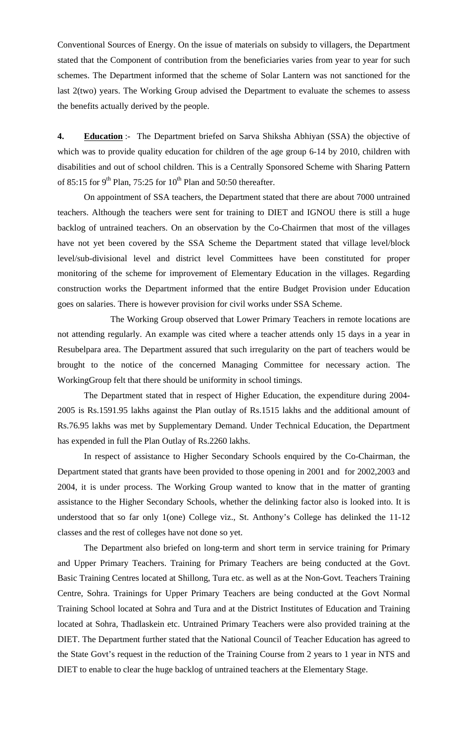Conventional Sources of Energy. On the issue of materials on subsidy to villagers, the Department stated that the Component of contribution from the beneficiaries varies from year to year for such schemes. The Department informed that the scheme of Solar Lantern was not sanctioned for the last 2(two) years. The Working Group advised the Department to evaluate the schemes to assess the benefits actually derived by the people.

**4.** **Education** :- The Department briefed on Sarva Shiksha Abhiyan (SSA) the objective of which was to provide quality education for children of the age group 6-14 by 2010, children with disabilities and out of school children. This is a Centrally Sponsored Scheme with Sharing Pattern of 85:15 for 9th Plan, 75:25 for 10th Plan and 50:50 thereafter.

On appointment of SSA teachers, the Department stated that there are about 7000 untrained teachers. Although the teachers were sent for training to DIET and IGNOU there is still a huge backlog of untrained teachers. On an observation by the Co-Chairmen that most of the villages have not yet been covered by the SSA Scheme the Department stated that village level/block level/sub-divisional level and district level Committees have been constituted for proper monitoring of the scheme for improvement of Elementary Education in the villages. Regarding construction works the Department informed that the entire Budget Provision under Education goes on salaries. There is however provision for civil works under SSA Scheme.

The Working Group observed that Lower Primary Teachers in remote locations are not attending regularly. An example was cited where a teacher attends only 15 days in a year in Resubelpara area. The Department assured that such irregularity on the part of teachers would be brought to the notice of the concerned Managing Committee for necessary action. The WorkingGroup felt that there should be uniformity in school timings.

The Department stated that in respect of Higher Education, the expenditure during 2004-2005 is Rs.1591.95 lakhs against the Plan outlay of Rs.1515 lakhs and the additional amount of Rs.76.95 lakhs was met by Supplementary Demand. Under Technical Education, the Department has expended in full the Plan Outlay of Rs.2260 lakhs.

In respect of assistance to Higher Secondary Schools enquired by the Co-Chairman, the Department stated that grants have been provided to those opening in 2001 and for 2002,2003 and 2004, it is under process. The Working Group wanted to know that in the matter of granting assistance to the Higher Secondary Schools, whether the delinking factor also is looked into. It is understood that so far only 1(one) College viz., St. Anthony's College has delinked the 11-12 classes and the rest of colleges have not done so yet.

The Department also briefed on long-term and short term in service training for Primary and Upper Primary Teachers. Training for Primary Teachers are being conducted at the Govt. Basic Training Centres located at Shillong, Tura etc. as well as at the Non-Govt. Teachers Training Centre, Sohra. Trainings for Upper Primary Teachers are being conducted at the Govt Normal Training School located at Sohra and Tura and at the District Institutes of Education and Training located at Sohra, Thadlaskein etc. Untrained Primary Teachers were also provided training at the DIET. The Department further stated that the National Council of Teacher Education has agreed to the State Govt's request in the reduction of the Training Course from 2 years to 1 year in NTS and DIET to enable to clear the huge backlog of untrained teachers at the Elementary Stage.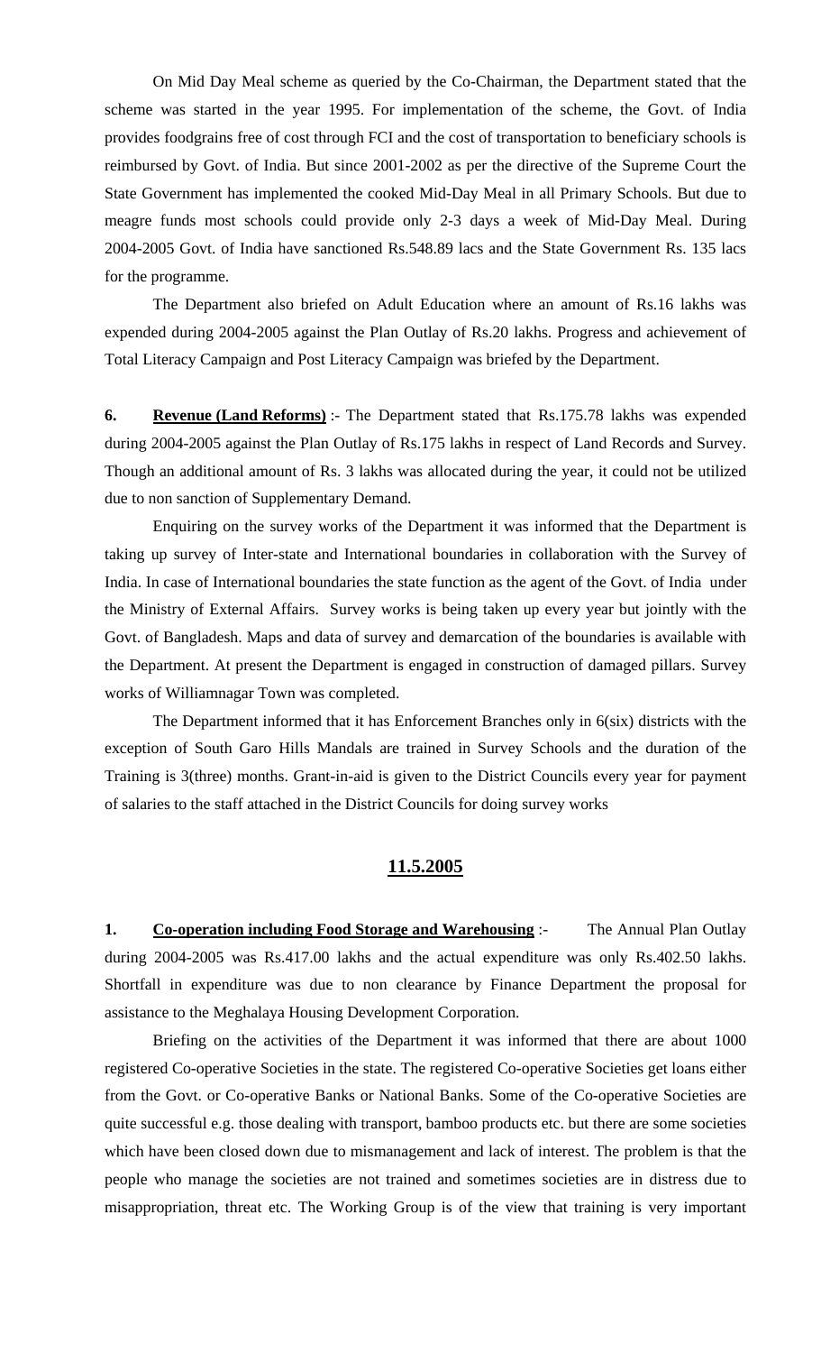On Mid Day Meal scheme as queried by the Co-Chairman, the Department stated that the scheme was started in the year 1995. For implementation of the scheme, the Govt. of India provides foodgrains free of cost through FCI and the cost of transportation to beneficiary schools is reimbursed by Govt. of India. But since 2001-2002 as per the directive of the Supreme Court the State Government has implemented the cooked Mid-Day Meal in all Primary Schools. But due to meagre funds most schools could provide only 2-3 days a week of Mid-Day Meal. During 2004-2005 Govt. of India have sanctioned Rs.548.89 lacs and the State Government Rs. 135 lacs for the programme.

The Department also briefed on Adult Education where an amount of Rs.16 lakhs was expended during 2004-2005 against the Plan Outlay of Rs.20 lakhs. Progress and achievement of Total Literacy Campaign and Post Literacy Campaign was briefed by the Department.

**6.** **Revenue (Land Reforms)** :- The Department stated that Rs.175.78 lakhs was expended during 2004-2005 against the Plan Outlay of Rs.175 lakhs in respect of Land Records and Survey. Though an additional amount of Rs. 3 lakhs was allocated during the year, it could not be utilized due to non sanction of Supplementary Demand.

Enquiring on the survey works of the Department it was informed that the Department is taking up survey of Inter-state and International boundaries in collaboration with the Survey of India. In case of International boundaries the state function as the agent of the Govt. of India under the Ministry of External Affairs. Survey works is being taken up every year but jointly with the Govt. of Bangladesh. Maps and data of survey and demarcation of the boundaries is available with the Department. At present the Department is engaged in construction of damaged pillars. Survey works of Williamnagar Town was completed.

The Department informed that it has Enforcement Branches only in 6(six) districts with the exception of South Garo Hills Mandals are trained in Survey Schools and the duration of the Training is 3(three) months. Grant-in-aid is given to the District Councils every year for payment of salaries to the staff attached in the District Councils for doing survey works

## 11.5.2005

**1.** **Co-operation including Food Storage and Warehousing** :- The Annual Plan Outlay during 2004-2005 was Rs.417.00 lakhs and the actual expenditure was only Rs.402.50 lakhs. Shortfall in expenditure was due to non clearance by Finance Department the proposal for assistance to the Meghalaya Housing Development Corporation.

Briefing on the activities of the Department it was informed that there are about 1000 registered Co-operative Societies in the state. The registered Co-operative Societies get loans either from the Govt. or Co-operative Banks or National Banks. Some of the Co-operative Societies are quite successful e.g. those dealing with transport, bamboo products etc. but there are some societies which have been closed down due to mismanagement and lack of interest. The problem is that the people who manage the societies are not trained and sometimes societies are in distress due to misappropriation, threat etc. The Working Group is of the view that training is very important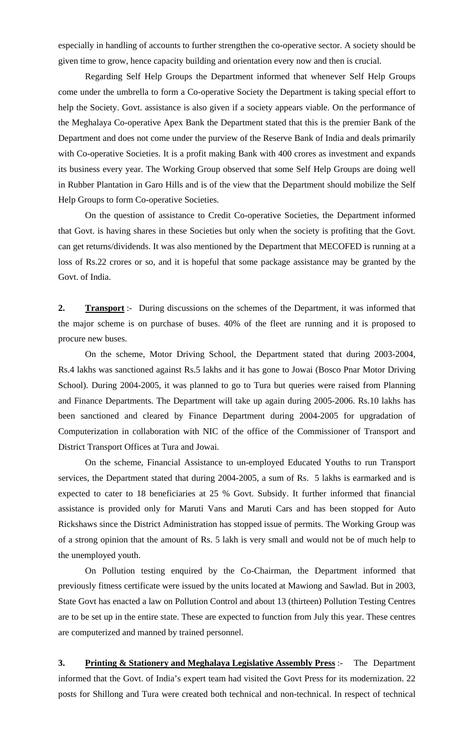especially in handling of accounts to further strengthen the co-operative sector. A society should be given time to grow, hence capacity building and orientation every now and then is crucial.

Regarding Self Help Groups the Department informed that whenever Self Help Groups come under the umbrella to form a Co-operative Society the Department is taking special effort to help the Society. Govt. assistance is also given if a society appears viable. On the performance of the Meghalaya Co-operative Apex Bank the Department stated that this is the premier Bank of the Department and does not come under the purview of the Reserve Bank of India and deals primarily with Co-operative Societies. It is a profit making Bank with 400 crores as investment and expands its business every year. The Working Group observed that some Self Help Groups are doing well in Rubber Plantation in Garo Hills and is of the view that the Department should mobilize the Self Help Groups to form Co-operative Societies.

On the question of assistance to Credit Co-operative Societies, the Department informed that Govt. is having shares in these Societies but only when the society is profiting that the Govt. can get returns/dividends. It was also mentioned by the Department that MECOFED is running at a loss of Rs.22 crores or so, and it is hopeful that some package assistance may be granted by the Govt. of India.

**2. Transport** :- During discussions on the schemes of the Department, it was informed that the major scheme is on purchase of buses. 40% of the fleet are running and it is proposed to procure new buses.

On the scheme, Motor Driving School, the Department stated that during 2003-2004, Rs.4 lakhs was sanctioned against Rs.5 lakhs and it has gone to Jowai (Bosco Pnar Motor Driving School). During 2004-2005, it was planned to go to Tura but queries were raised from Planning and Finance Departments. The Department will take up again during 2005-2006. Rs.10 lakhs has been sanctioned and cleared by Finance Department during 2004-2005 for upgradation of Computerization in collaboration with NIC of the office of the Commissioner of Transport and District Transport Offices at Tura and Jowai.

On the scheme, Financial Assistance to un-employed Educated Youths to run Transport services, the Department stated that during 2004-2005, a sum of Rs. 5 lakhs is earmarked and is expected to cater to 18 beneficiaries at 25 % Govt. Subsidy. It further informed that financial assistance is provided only for Maruti Vans and Maruti Cars and has been stopped for Auto Rickshaws since the District Administration has stopped issue of permits. The Working Group was of a strong opinion that the amount of Rs. 5 lakh is very small and would not be of much help to the unemployed youth.

On Pollution testing enquired by the Co-Chairman, the Department informed that previously fitness certificate were issued by the units located at Mawiong and Sawlad. But in 2003, State Govt has enacted a law on Pollution Control and about 13 (thirteen) Pollution Testing Centres are to be set up in the entire state. These are expected to function from July this year. These centres are computerized and manned by trained personnel.

**3. Printing & Stationery and Meghalaya Legislative Assembly Press** :- The Department informed that the Govt. of India's expert team had visited the Govt Press for its modernization. 22 posts for Shillong and Tura were created both technical and non-technical. In respect of technical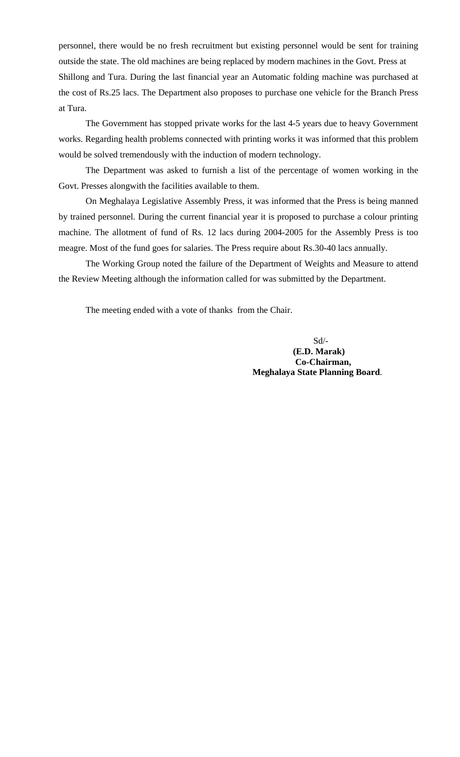personnel, there would be no fresh recruitment but existing personnel would be sent for training outside the state. The old machines are being replaced by modern machines in the Govt. Press at Shillong and Tura. During the last financial year an Automatic folding machine was purchased at the cost of Rs.25 lacs. The Department also proposes to purchase one vehicle for the Branch Press at Tura.

The Government has stopped private works for the last 4-5 years due to heavy Government works. Regarding health problems connected with printing works it was informed that this problem would be solved tremendously with the induction of modern technology.

The Department was asked to furnish a list of the percentage of women working in the Govt. Presses alongwith the facilities available to them.

On Meghalaya Legislative Assembly Press, it was informed that the Press is being manned by trained personnel. During the current financial year it is proposed to purchase a colour printing machine. The allotment of fund of Rs. 12 lacs during 2004-2005 for the Assembly Press is too meagre. Most of the fund goes for salaries. The Press require about Rs.30-40 lacs annually.

The Working Group noted the failure of the Department of Weights and Measure to attend the Review Meeting although the information called for was submitted by the Department.

The meeting ended with a vote of thanks from the Chair.

Sd/-
**(E.D. Marak)**
**Co-Chairman,**
**Meghalaya State Planning Board**.